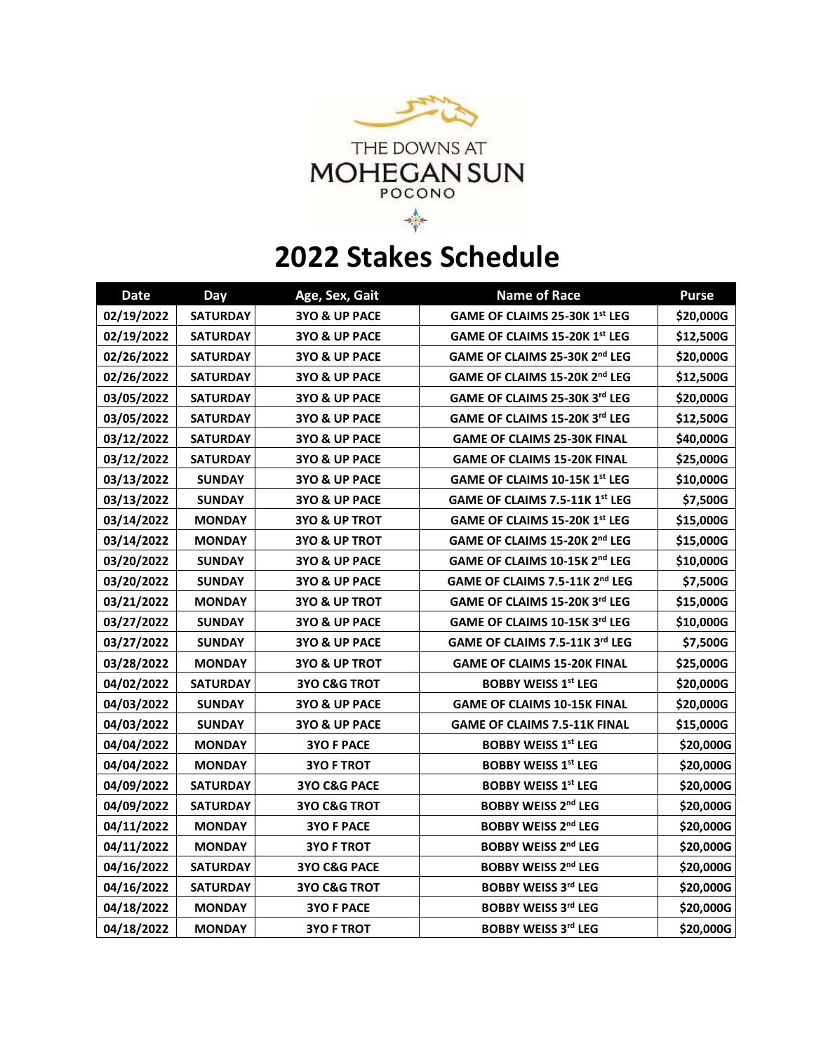THE DOWNS AT MOHEGAN SUN POCONO

# 2022 Stakes Schedule

| Date | Day | Age, Sex, Gait | Name of Race | Purse |
|---|---|---|---|---|
| 02/19/2022 | SATURDAY | 3YO & UP PACE | GAME OF CLAIMS 25-30K 1st LEG | $20,000G |
| 02/19/2022 | SATURDAY | 3YO & UP PACE | GAME OF CLAIMS 15-20K 1st LEG | $12,500G |
| 02/26/2022 | SATURDAY | 3YO & UP PACE | GAME OF CLAIMS 25-30K 2nd LEG | $20,000G |
| 02/26/2022 | SATURDAY | 3YO & UP PACE | GAME OF CLAIMS 15-20K 2nd LEG | $12,500G |
| 03/05/2022 | SATURDAY | 3YO & UP PACE | GAME OF CLAIMS 25-30K 3rd LEG | $20,000G |
| 03/05/2022 | SATURDAY | 3YO & UP PACE | GAME OF CLAIMS 15-20K 3rd LEG | $12,500G |
| 03/12/2022 | SATURDAY | 3YO & UP PACE | GAME OF CLAIMS 25-30K FINAL | $40,000G |
| 03/12/2022 | SATURDAY | 3YO & UP PACE | GAME OF CLAIMS 15-20K FINAL | $25,000G |
| 03/13/2022 | SUNDAY | 3YO & UP PACE | GAME OF CLAIMS 10-15K 1st LEG | $10,000G |
| 03/13/2022 | SUNDAY | 3YO & UP PACE | GAME OF CLAIMS 7.5-11K 1st LEG | $7,500G |
| 03/14/2022 | MONDAY | 3YO & UP TROT | GAME OF CLAIMS 15-20K 1st LEG | $15,000G |
| 03/14/2022 | MONDAY | 3YO & UP TROT | GAME OF CLAIMS 15-20K 2nd LEG | $15,000G |
| 03/20/2022 | SUNDAY | 3YO & UP PACE | GAME OF CLAIMS 10-15K 2nd LEG | $10,000G |
| 03/20/2022 | SUNDAY | 3YO & UP PACE | GAME OF CLAIMS 7.5-11K 2nd LEG | $7,500G |
| 03/21/2022 | MONDAY | 3YO & UP TROT | GAME OF CLAIMS 15-20K 3rd LEG | $15,000G |
| 03/27/2022 | SUNDAY | 3YO & UP PACE | GAME OF CLAIMS 10-15K 3rd LEG | $10,000G |
| 03/27/2022 | SUNDAY | 3YO & UP PACE | GAME OF CLAIMS 7.5-11K 3rd LEG | $7,500G |
| 03/28/2022 | MONDAY | 3YO & UP TROT | GAME OF CLAIMS 15-20K FINAL | $25,000G |
| 04/02/2022 | SATURDAY | 3YO C&G TROT | BOBBY WEISS 1st LEG | $20,000G |
| 04/03/2022 | SUNDAY | 3YO & UP PACE | GAME OF CLAIMS 10-15K FINAL | $20,000G |
| 04/03/2022 | SUNDAY | 3YO & UP PACE | GAME OF CLAIMS 7.5-11K FINAL | $15,000G |
| 04/04/2022 | MONDAY | 3YO F PACE | BOBBY WEISS 1st LEG | $20,000G |
| 04/04/2022 | MONDAY | 3YO F TROT | BOBBY WEISS 1st LEG | $20,000G |
| 04/09/2022 | SATURDAY | 3YO C&G PACE | BOBBY WEISS 1st LEG | $20,000G |
| 04/09/2022 | SATURDAY | 3YO C&G TROT | BOBBY WEISS 2nd LEG | $20,000G |
| 04/11/2022 | MONDAY | 3YO F PACE | BOBBY WEISS 2nd LEG | $20,000G |
| 04/11/2022 | MONDAY | 3YO F TROT | BOBBY WEISS 2nd LEG | $20,000G |
| 04/16/2022 | SATURDAY | 3YO C&G PACE | BOBBY WEISS 2nd LEG | $20,000G |
| 04/16/2022 | SATURDAY | 3YO C&G TROT | BOBBY WEISS 3rd LEG | $20,000G |
| 04/18/2022 | MONDAY | 3YO F PACE | BOBBY WEISS 3rd LEG | $20,000G |
| 04/18/2022 | MONDAY | 3YO F TROT | BOBBY WEISS 3rd LEG | $20,000G |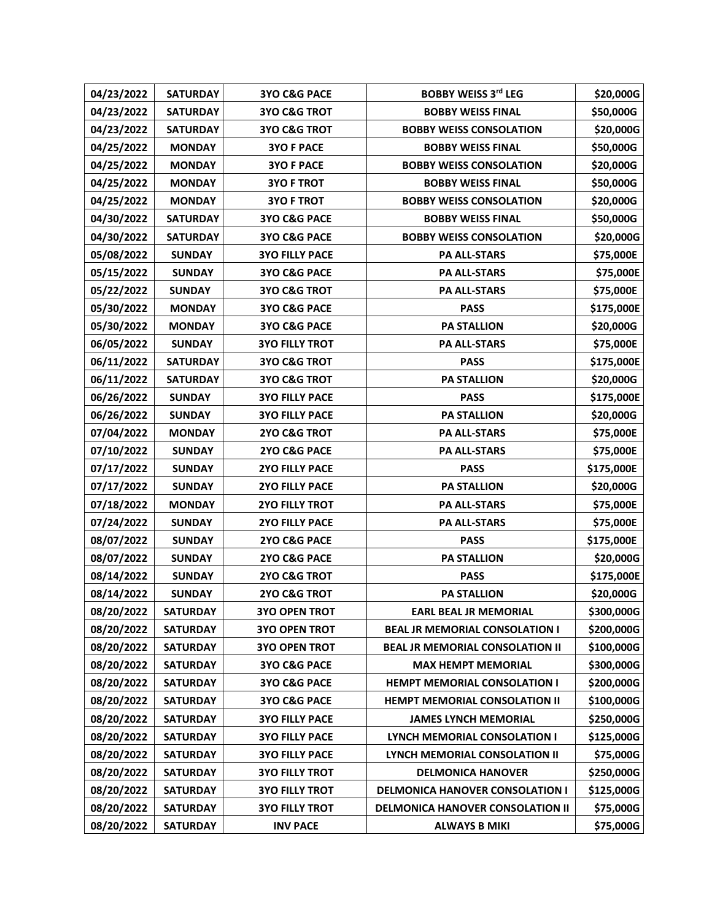| 04/23/2022 | SATURDAY | 3YO C&G PACE | BOBBY WEISS 3rd LEG | $20,000G |
|---|---|---|---|---|
| 04/23/2022 | SATURDAY | 3YO C&G TROT | BOBBY WEISS FINAL | $50,000G |
| 04/23/2022 | SATURDAY | 3YO C&G TROT | BOBBY WEISS CONSOLATION | $20,000G |
| 04/25/2022 | MONDAY | 3YO F PACE | BOBBY WEISS FINAL | $50,000G |
| 04/25/2022 | MONDAY | 3YO F PACE | BOBBY WEISS CONSOLATION | $20,000G |
| 04/25/2022 | MONDAY | 3YO F TROT | BOBBY WEISS FINAL | $50,000G |
| 04/25/2022 | MONDAY | 3YO F TROT | BOBBY WEISS CONSOLATION | $20,000G |
| 04/30/2022 | SATURDAY | 3YO C&G PACE | BOBBY WEISS FINAL | $50,000G |
| 04/30/2022 | SATURDAY | 3YO C&G PACE | BOBBY WEISS CONSOLATION | $20,000G |
| 05/08/2022 | SUNDAY | 3YO FILLY PACE | PA ALL-STARS | $75,000E |
| 05/15/2022 | SUNDAY | 3YO C&G PACE | PA ALL-STARS | $75,000E |
| 05/22/2022 | SUNDAY | 3YO C&G TROT | PA ALL-STARS | $75,000E |
| 05/30/2022 | MONDAY | 3YO C&G PACE | PASS | $175,000E |
| 05/30/2022 | MONDAY | 3YO C&G PACE | PA STALLION | $20,000G |
| 06/05/2022 | SUNDAY | 3YO FILLY TROT | PA ALL-STARS | $75,000E |
| 06/11/2022 | SATURDAY | 3YO C&G TROT | PASS | $175,000E |
| 06/11/2022 | SATURDAY | 3YO C&G TROT | PA STALLION | $20,000G |
| 06/26/2022 | SUNDAY | 3YO FILLY PACE | PASS | $175,000E |
| 06/26/2022 | SUNDAY | 3YO FILLY PACE | PA STALLION | $20,000G |
| 07/04/2022 | MONDAY | 2YO C&G TROT | PA ALL-STARS | $75,000E |
| 07/10/2022 | SUNDAY | 2YO C&G PACE | PA ALL-STARS | $75,000E |
| 07/17/2022 | SUNDAY | 2YO FILLY PACE | PASS | $175,000E |
| 07/17/2022 | SUNDAY | 2YO FILLY PACE | PA STALLION | $20,000G |
| 07/18/2022 | MONDAY | 2YO FILLY TROT | PA ALL-STARS | $75,000E |
| 07/24/2022 | SUNDAY | 2YO FILLY PACE | PA ALL-STARS | $75,000E |
| 08/07/2022 | SUNDAY | 2YO C&G PACE | PASS | $175,000E |
| 08/07/2022 | SUNDAY | 2YO C&G PACE | PA STALLION | $20,000G |
| 08/14/2022 | SUNDAY | 2YO C&G TROT | PASS | $175,000E |
| 08/14/2022 | SUNDAY | 2YO C&G TROT | PA STALLION | $20,000G |
| 08/20/2022 | SATURDAY | 3YO OPEN TROT | EARL BEAL JR MEMORIAL | $300,000G |
| 08/20/2022 | SATURDAY | 3YO OPEN TROT | BEAL JR MEMORIAL CONSOLATION I | $200,000G |
| 08/20/2022 | SATURDAY | 3YO OPEN TROT | BEAL JR MEMORIAL CONSOLATION II | $100,000G |
| 08/20/2022 | SATURDAY | 3YO C&G PACE | MAX HEMPT MEMORIAL | $300,000G |
| 08/20/2022 | SATURDAY | 3YO C&G PACE | HEMPT MEMORIAL CONSOLATION I | $200,000G |
| 08/20/2022 | SATURDAY | 3YO C&G PACE | HEMPT MEMORIAL CONSOLATION II | $100,000G |
| 08/20/2022 | SATURDAY | 3YO FILLY PACE | JAMES LYNCH MEMORIAL | $250,000G |
| 08/20/2022 | SATURDAY | 3YO FILLY PACE | LYNCH MEMORIAL CONSOLATION I | $125,000G |
| 08/20/2022 | SATURDAY | 3YO FILLY PACE | LYNCH MEMORIAL CONSOLATION II | $75,000G |
| 08/20/2022 | SATURDAY | 3YO FILLY TROT | DELMONICA HANOVER | $250,000G |
| 08/20/2022 | SATURDAY | 3YO FILLY TROT | DELMONICA HANOVER CONSOLATION I | $125,000G |
| 08/20/2022 | SATURDAY | 3YO FILLY TROT | DELMONICA HANOVER CONSOLATION II | $75,000G |
| 08/20/2022 | SATURDAY | INV PACE | ALWAYS B MIKI | $75,000G |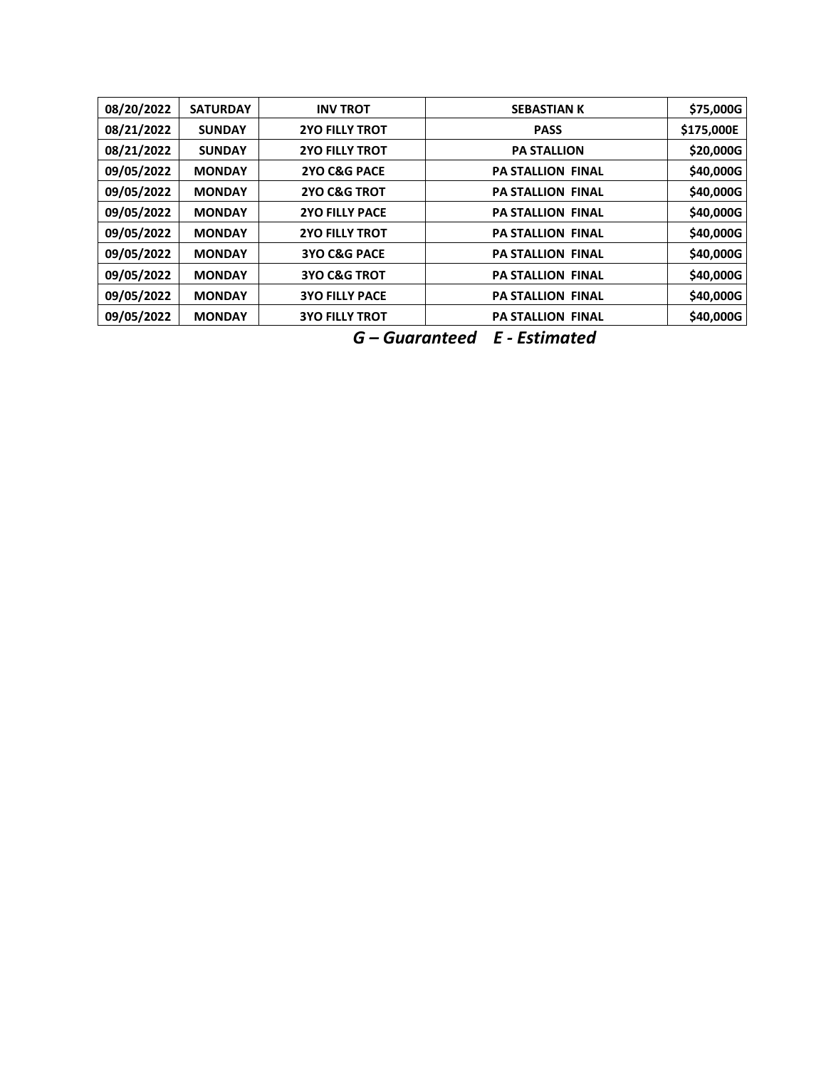| | | | | |
|---|---|---|---|---|
| 08/20/2022 | SATURDAY | INV TROT | SEBASTIAN K | $75,000G |
| 08/21/2022 | SUNDAY | 2YO FILLY TROT | PASS | $175,000E |
| 08/21/2022 | SUNDAY | 2YO FILLY TROT | PA STALLION | $20,000G |
| 09/05/2022 | MONDAY | 2YO C&G PACE | PA STALLION FINAL | $40,000G |
| 09/05/2022 | MONDAY | 2YO C&G TROT | PA STALLION FINAL | $40,000G |
| 09/05/2022 | MONDAY | 2YO FILLY PACE | PA STALLION FINAL | $40,000G |
| 09/05/2022 | MONDAY | 2YO FILLY TROT | PA STALLION FINAL | $40,000G |
| 09/05/2022 | MONDAY | 3YO C&G PACE | PA STALLION FINAL | $40,000G |
| 09/05/2022 | MONDAY | 3YO C&G TROT | PA STALLION FINAL | $40,000G |
| 09/05/2022 | MONDAY | 3YO FILLY PACE | PA STALLION FINAL | $40,000G |
| 09/05/2022 | MONDAY | 3YO FILLY TROT | PA STALLION FINAL | $40,000G |

***G – Guaranteed    E - Estimated***